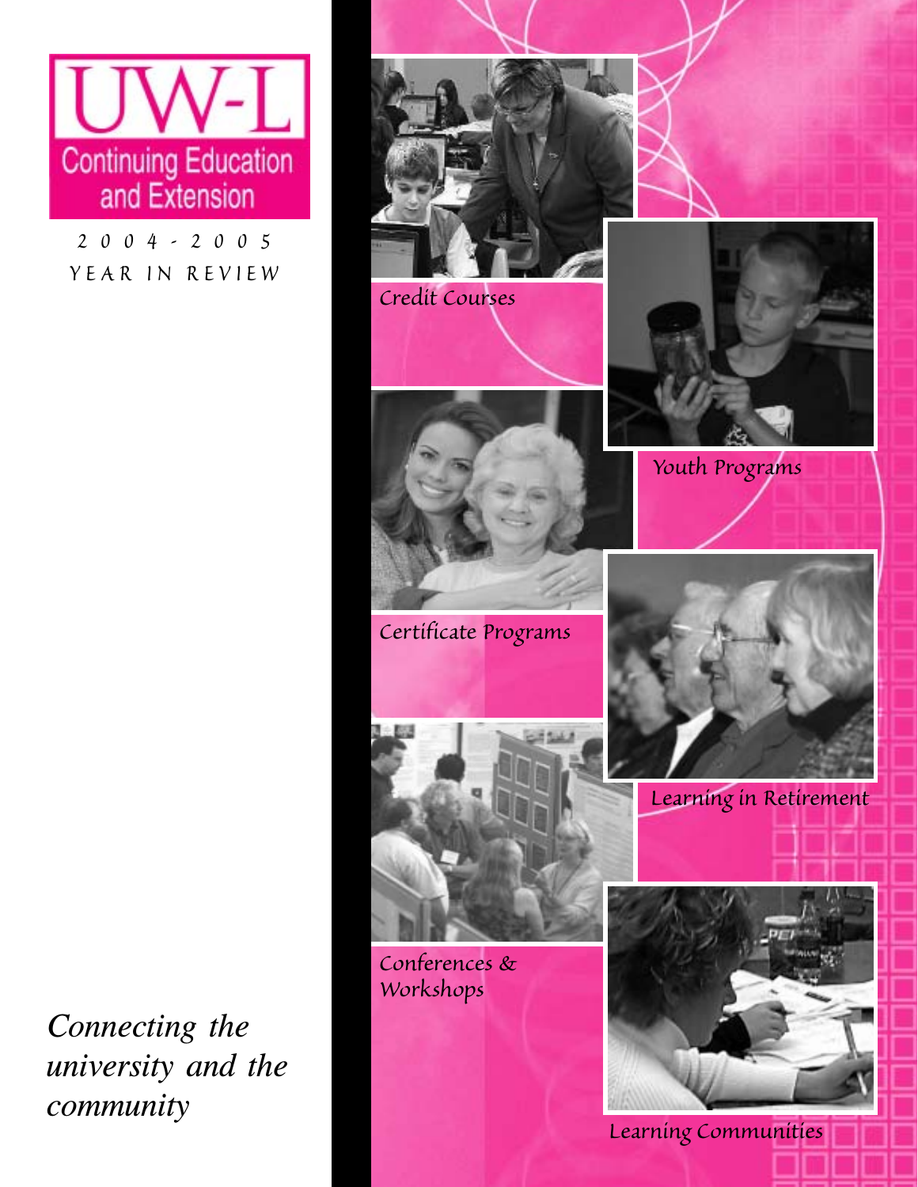# UW-L

## Continuing Education and Extension

2004-2005

YEAR IN REVIEW

*Connecting the university and the community*

Credit Courses

Youth Programs

Certificate Programs

Learning in Retirement

Conferences & Workshops

Learning Communities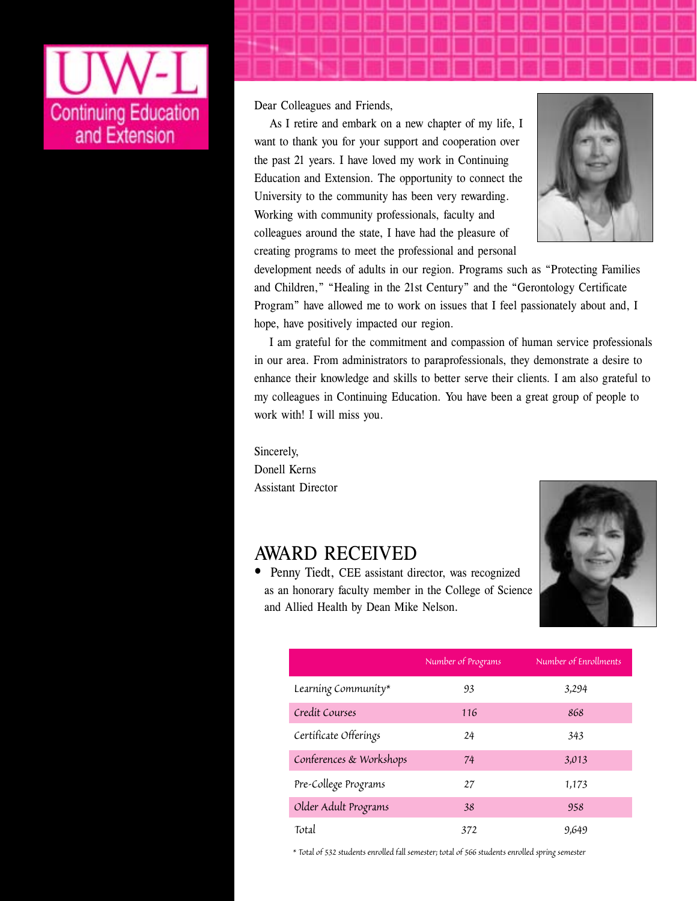UW-L Continuing Education and Extension

Dear Colleagues and Friends,

As I retire and embark on a new chapter of my life, I want to thank you for your support and cooperation over the past 21 years. I have loved my work in Continuing Education and Extension. The opportunity to connect the University to the community has been very rewarding. Working with community professionals, faculty and colleagues around the state, I have had the pleasure of creating programs to meet the professional and personal development needs of adults in our region. Programs such as "Protecting Families and Children," "Healing in the 21st Century" and the "Gerontology Certificate Program" have allowed me to work on issues that I feel passionately about and, I hope, have positively impacted our region.

I am grateful for the commitment and compassion of human service professionals in our area. From administrators to paraprofessionals, they demonstrate a desire to enhance their knowledge and skills to better serve their clients. I am also grateful to my colleagues in Continuing Education. You have been a great group of people to work with! I will miss you.

Sincerely,
Donell Kerns
Assistant Director

## AWARD RECEIVED

- Penny Tiedt, CEE assistant director, was recognized as an honorary faculty member in the College of Science and Allied Health by Dean Mike Nelson.

| | Number of Programs | Number of Enrollments |
|---|---|---|
| Learning Community* | 93 | 3,294 |
| Credit Courses | 116 | 868 |
| Certificate Offerings | 24 | 343 |
| Conferences & Workshops | 74 | 3,013 |
| Pre-College Programs | 27 | 1,173 |
| Older Adult Programs | 38 | 958 |
| Total | 372 | 9,649 |

* Total of 532 students enrolled fall semester; total of 566 students enrolled spring semester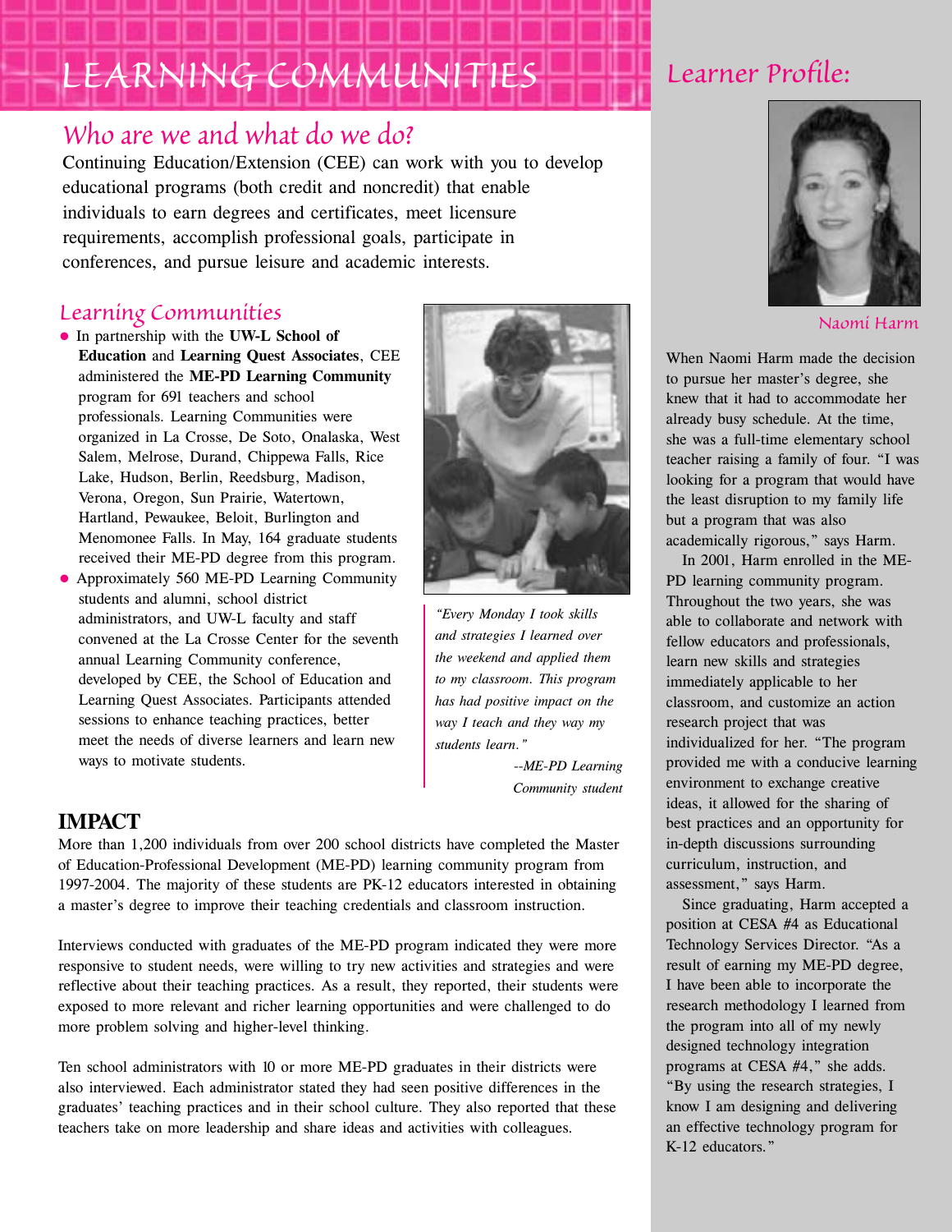# LEARNING COMMUNITIES

## Who are we and what do we do?

Continuing Education/Extension (CEE) can work with you to develop educational programs (both credit and noncredit) that enable individuals to earn degrees and certificates, meet licensure requirements, accomplish professional goals, participate in conferences, and pursue leisure and academic interests.

### Learning Communities

- In partnership with the **UW-L School of Education** and **Learning Quest Associates**, CEE administered the **ME-PD Learning Community** program for 691 teachers and school professionals. Learning Communities were organized in La Crosse, De Soto, Onalaska, West Salem, Melrose, Durand, Chippewa Falls, Rice Lake, Hudson, Berlin, Reedsburg, Madison, Verona, Oregon, Sun Prairie, Watertown, Hartland, Pewaukee, Beloit, Burlington and Menomonee Falls. In May, 164 graduate students received their ME-PD degree from this program.
- Approximately 560 ME-PD Learning Community students and alumni, school district administrators, and UW-L faculty and staff convened at the La Crosse Center for the seventh annual Learning Community conference, developed by CEE, the School of Education and Learning Quest Associates. Participants attended sessions to enhance teaching practices, better meet the needs of diverse learners and learn new ways to motivate students.

*"Every Monday I took skills and strategies I learned over the weekend and applied them to my classroom. This program has had positive impact on the way I teach and they way my students learn."*

*--ME-PD Learning Community student*

## IMPACT

More than 1,200 individuals from over 200 school districts have completed the Master of Education-Professional Development (ME-PD) learning community program from 1997-2004. The majority of these students are PK-12 educators interested in obtaining a master's degree to improve their teaching credentials and classroom instruction.

Interviews conducted with graduates of the ME-PD program indicated they were more responsive to student needs, were willing to try new activities and strategies and were reflective about their teaching practices. As a result, they reported, their students were exposed to more relevant and richer learning opportunities and were challenged to do more problem solving and higher-level thinking.

Ten school administrators with 10 or more ME-PD graduates in their districts were also interviewed. Each administrator stated they had seen positive differences in the graduates' teaching practices and in their school culture. They also reported that these teachers take on more leadership and share ideas and activities with colleagues.

## Learner Profile:

Naomi Harm

When Naomi Harm made the decision to pursue her master's degree, she knew that it had to accommodate her already busy schedule. At the time, she was a full-time elementary school teacher raising a family of four. "I was looking for a program that would have the least disruption to my family life but a program that was also academically rigorous," says Harm.

In 2001, Harm enrolled in the ME-PD learning community program. Throughout the two years, she was able to collaborate and network with fellow educators and professionals, learn new skills and strategies immediately applicable to her classroom, and customize an action research project that was individualized for her. "The program provided me with a conducive learning environment to exchange creative ideas, it allowed for the sharing of best practices and an opportunity for in-depth discussions surrounding curriculum, instruction, and assessment," says Harm.

Since graduating, Harm accepted a position at CESA #4 as Educational Technology Services Director. "As a result of earning my ME-PD degree, I have been able to incorporate the research methodology I learned from the program into all of my newly designed technology integration programs at CESA #4," she adds. "By using the research strategies, I know I am designing and delivering an effective technology program for K-12 educators."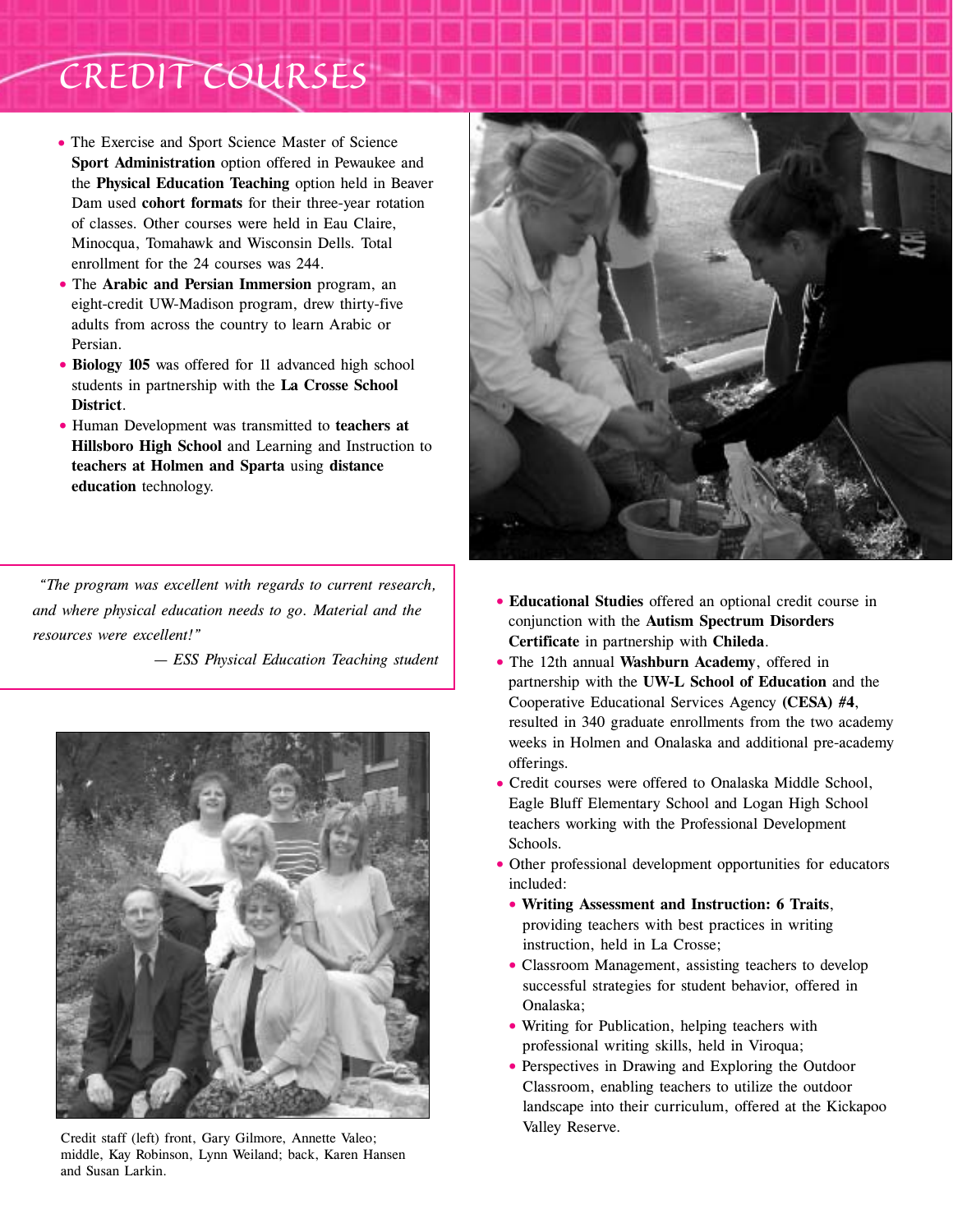# CREDIT COURSES

- The Exercise and Sport Science Master of Science **Sport Administration** option offered in Pewaukee and the **Physical Education Teaching** option held in Beaver Dam used **cohort formats** for their three-year rotation of classes. Other courses were held in Eau Claire, Minocqua, Tomahawk and Wisconsin Dells. Total enrollment for the 24 courses was 244.
- The **Arabic and Persian Immersion** program, an eight-credit UW-Madison program, drew thirty-five adults from across the country to learn Arabic or Persian.
- **Biology 105** was offered for 11 advanced high school students in partnership with the **La Crosse School District**.
- Human Development was transmitted to **teachers at Hillsboro High School** and Learning and Instruction to **teachers at Holmen and Sparta** using **distance education** technology.

> *"The program was excellent with regards to current research, and where physical education needs to go. Material and the resources were excellent!"*
>
> *— ESS Physical Education Teaching student*

Credit staff (left) front, Gary Gilmore, Annette Valeo; middle, Kay Robinson, Lynn Weiland; back, Karen Hansen and Susan Larkin.

- **Educational Studies** offered an optional credit course in conjunction with the **Autism Spectrum Disorders Certificate** in partnership with **Chileda**.
- The 12th annual **Washburn Academy**, offered in partnership with the **UW-L School of Education** and the Cooperative Educational Services Agency **(CESA) #4**, resulted in 340 graduate enrollments from the two academy weeks in Holmen and Onalaska and additional pre-academy offerings.
- Credit courses were offered to Onalaska Middle School, Eagle Bluff Elementary School and Logan High School teachers working with the Professional Development Schools.
- Other professional development opportunities for educators included:
  - **Writing Assessment and Instruction: 6 Traits**, providing teachers with best practices in writing instruction, held in La Crosse;
  - Classroom Management, assisting teachers to develop successful strategies for student behavior, offered in Onalaska;
  - Writing for Publication, helping teachers with professional writing skills, held in Viroqua;
  - Perspectives in Drawing and Exploring the Outdoor Classroom, enabling teachers to utilize the outdoor landscape into their curriculum, offered at the Kickapoo Valley Reserve.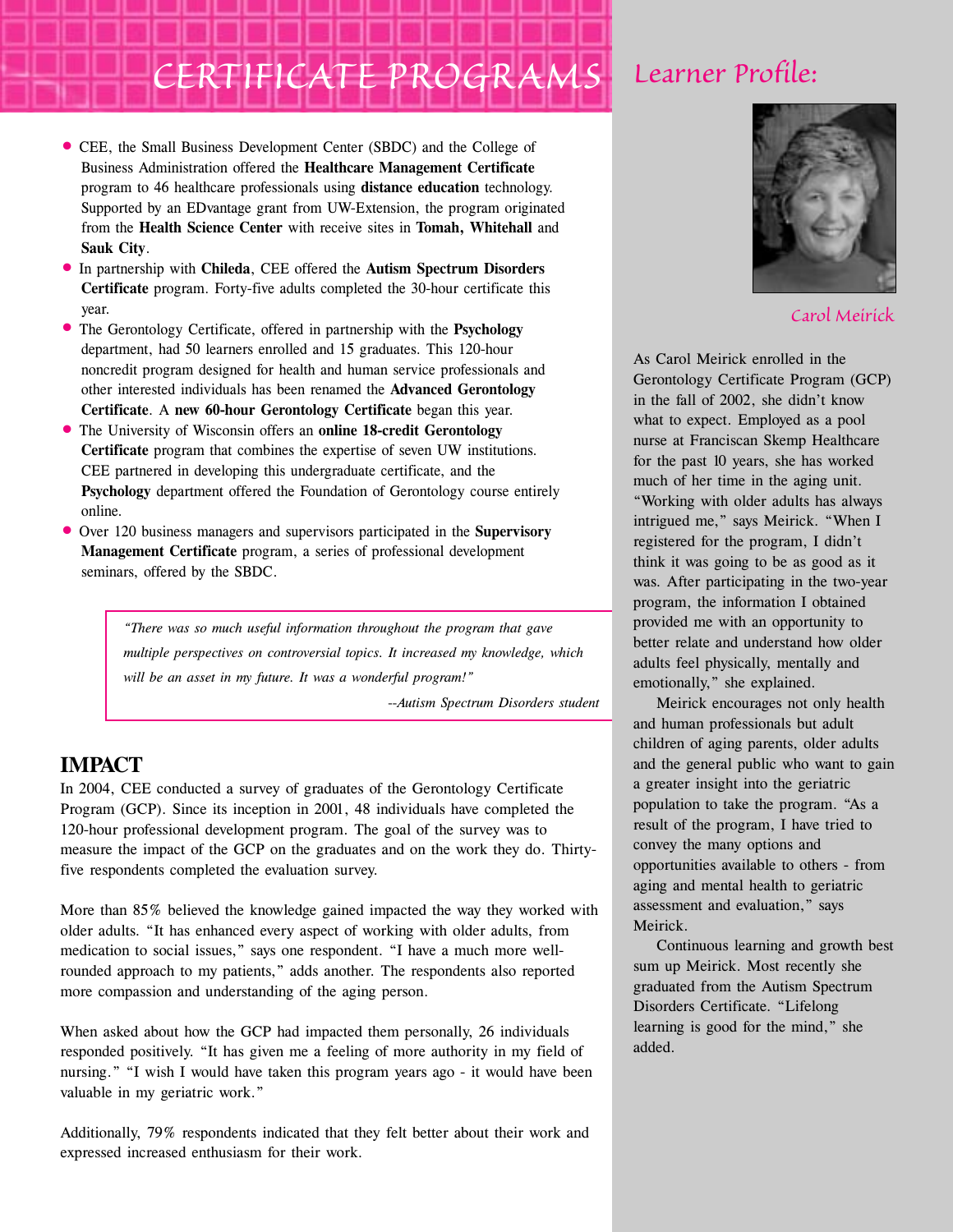# CERTIFICATE PROGRAMS

- CEE, the Small Business Development Center (SBDC) and the College of Business Administration offered the **Healthcare Management Certificate** program to 46 healthcare professionals using **distance education** technology. Supported by an EDvantage grant from UW-Extension, the program originated from the **Health Science Center** with receive sites in **Tomah, Whitehall** and **Sauk City**.
- In partnership with **Chileda**, CEE offered the **Autism Spectrum Disorders Certificate** program. Forty-five adults completed the 30-hour certificate this year.
- The Gerontology Certificate, offered in partnership with the **Psychology** department, had 50 learners enrolled and 15 graduates. This 120-hour noncredit program designed for health and human service professionals and other interested individuals has been renamed the **Advanced Gerontology Certificate**. A **new 60-hour Gerontology Certificate** began this year.
- The University of Wisconsin offers an **online 18-credit Gerontology Certificate** program that combines the expertise of seven UW institutions. CEE partnered in developing this undergraduate certificate, and the **Psychology** department offered the Foundation of Gerontology course entirely online.
- Over 120 business managers and supervisors participated in the **Supervisory Management Certificate** program, a series of professional development seminars, offered by the SBDC.

> *"There was so much useful information throughout the program that gave multiple perspectives on controversial topics. It increased my knowledge, which will be an asset in my future. It was a wonderful program!"*
>
> *--Autism Spectrum Disorders student*

## IMPACT

In 2004, CEE conducted a survey of graduates of the Gerontology Certificate Program (GCP). Since its inception in 2001, 48 individuals have completed the 120-hour professional development program. The goal of the survey was to measure the impact of the GCP on the graduates and on the work they do. Thirty-five respondents completed the evaluation survey.

More than 85% believed the knowledge gained impacted the way they worked with older adults. "It has enhanced every aspect of working with older adults, from medication to social issues," says one respondent. "I have a much more well-rounded approach to my patients," adds another. The respondents also reported more compassion and understanding of the aging person.

When asked about how the GCP had impacted them personally, 26 individuals responded positively. "It has given me a feeling of more authority in my field of nursing." "I wish I would have taken this program years ago - it would have been valuable in my geriatric work."

Additionally, 79% respondents indicated that they felt better about their work and expressed increased enthusiasm for their work.

## Learner Profile:

Carol Meirick

As Carol Meirick enrolled in the Gerontology Certificate Program (GCP) in the fall of 2002, she didn't know what to expect. Employed as a pool nurse at Franciscan Skemp Healthcare for the past 10 years, she has worked much of her time in the aging unit. "Working with older adults has always intrigued me," says Meirick. "When I registered for the program, I didn't think it was going to be as good as it was. After participating in the two-year program, the information I obtained provided me with an opportunity to better relate and understand how older adults feel physically, mentally and emotionally," she explained.

Meirick encourages not only health and human professionals but adult children of aging parents, older adults and the general public who want to gain a greater insight into the geriatric population to take the program. "As a result of the program, I have tried to convey the many options and opportunities available to others - from aging and mental health to geriatric assessment and evaluation," says Meirick.

Continuous learning and growth best sum up Meirick. Most recently she graduated from the Autism Spectrum Disorders Certificate. "Lifelong learning is good for the mind," she added.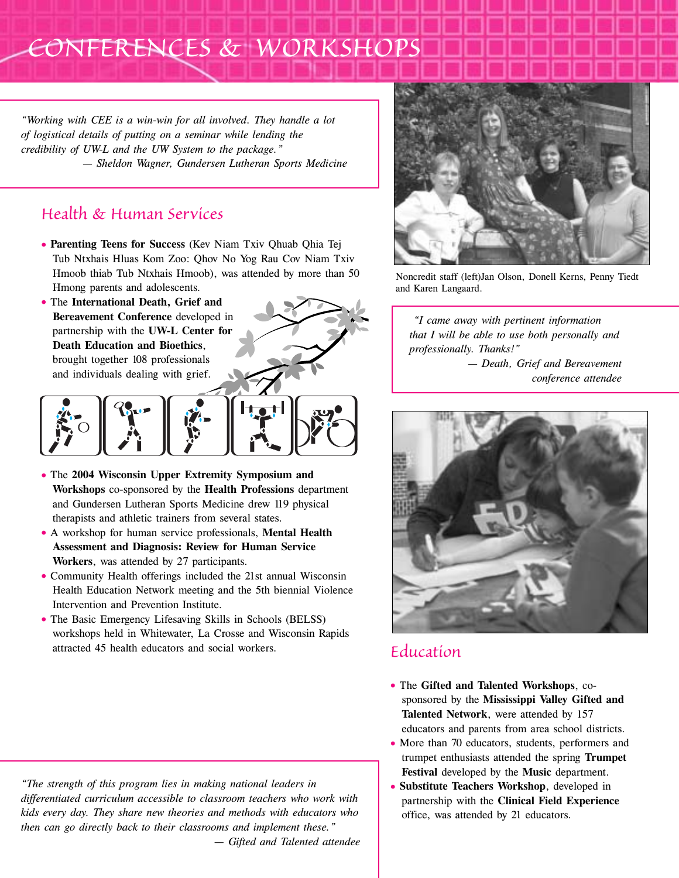# CONFERENCES & WORKSHOPS

*"Working with CEE is a win-win for all involved. They handle a lot of logistical details of putting on a seminar while lending the credibility of UW-L and the UW System to the package."*
*— Sheldon Wagner, Gundersen Lutheran Sports Medicine*

## Health & Human Services

- **Parenting Teens for Success** (Kev Niam Txiv Qhuab Qhia Tej Tub Ntxhais Hluas Kom Zoo: Qhov No Yog Rau Cov Niam Txiv Hmoob thiab Tub Ntxhais Hmoob), was attended by more than 50 Hmong parents and adolescents.
- The **International Death, Grief and Bereavement Conference** developed in partnership with the **UW-L Center for Death Education and Bioethics**, brought together 108 professionals and individuals dealing with grief.
- The **2004 Wisconsin Upper Extremity Symposium and Workshops** co-sponsored by the **Health Professions** department and Gundersen Lutheran Sports Medicine drew 119 physical therapists and athletic trainers from several states.
- A workshop for human service professionals, **Mental Health Assessment and Diagnosis: Review for Human Service Workers**, was attended by 27 participants.
- Community Health offerings included the 21st annual Wisconsin Health Education Network meeting and the 5th biennial Violence Intervention and Prevention Institute.
- The Basic Emergency Lifesaving Skills in Schools (BELSS) workshops held in Whitewater, La Crosse and Wisconsin Rapids attracted 45 health educators and social workers.

*"The strength of this program lies in making national leaders in differentiated curriculum accessible to classroom teachers who work with kids every day. They share new theories and methods with educators who then can go directly back to their classrooms and implement these."*
*— Gifted and Talented attendee*

Noncredit staff (left)Jan Olson, Donell Kerns, Penny Tiedt and Karen Langaard.

*"I came away with pertinent information that I will be able to use both personally and professionally. Thanks!"*
*— Death, Grief and Bereavement conference attendee*

## Education

- The **Gifted and Talented Workshops**, co-sponsored by the **Mississippi Valley Gifted and Talented Network**, were attended by 157 educators and parents from area school districts.
- More than 70 educators, students, performers and trumpet enthusiasts attended the spring **Trumpet Festival** developed by the **Music** department.
- **Substitute Teachers Workshop**, developed in partnership with the **Clinical Field Experience** office, was attended by 21 educators.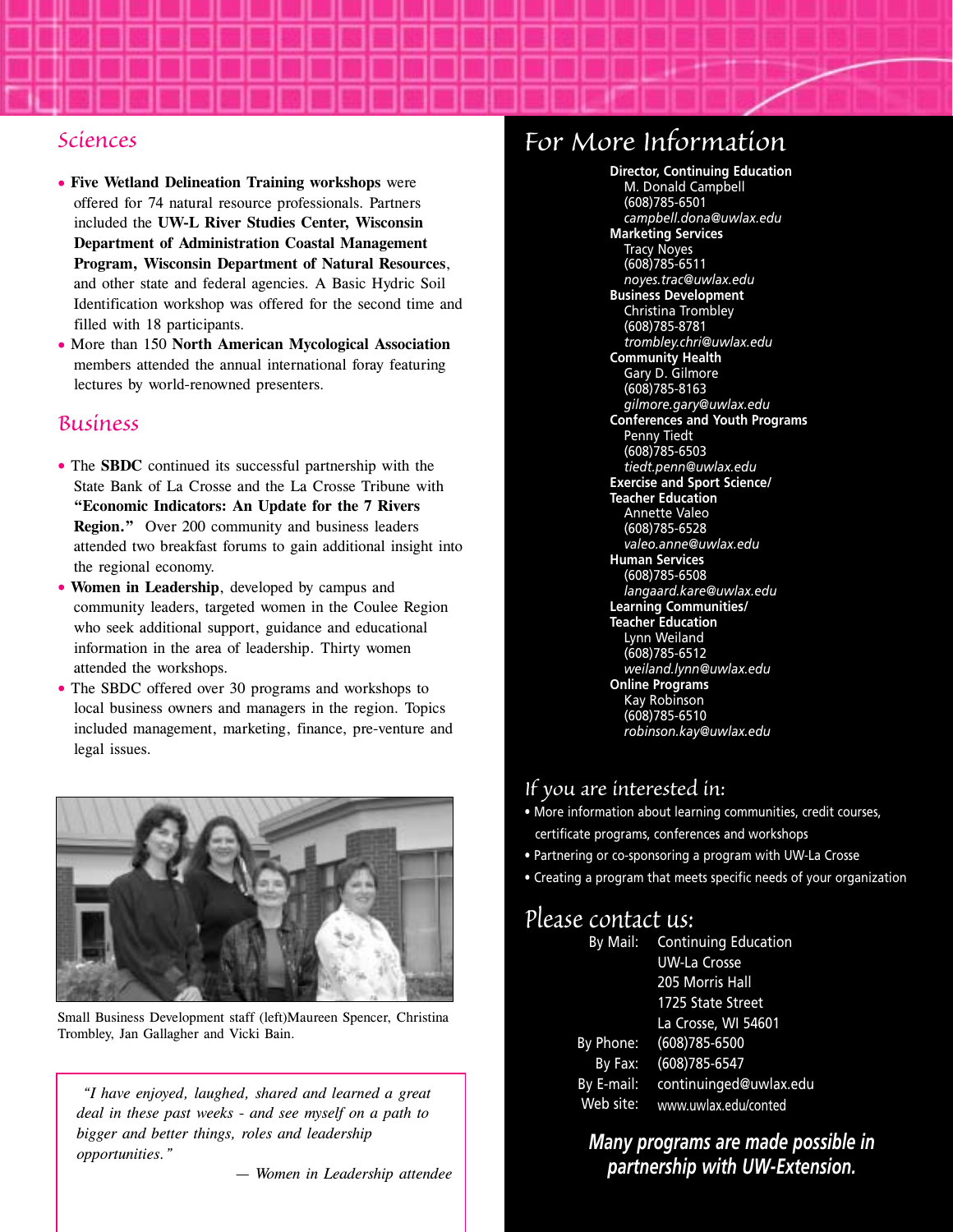## Sciences

- **Five Wetland Delineation Training workshops** were offered for 74 natural resource professionals. Partners included the **UW-L River Studies Center, Wisconsin Department of Administration Coastal Management Program, Wisconsin Department of Natural Resources**, and other state and federal agencies. A Basic Hydric Soil Identification workshop was offered for the second time and filled with 18 participants.
- More than 150 **North American Mycological Association** members attended the annual international foray featuring lectures by world-renowned presenters.

## Business

- The **SBDC** continued its successful partnership with the State Bank of La Crosse and the La Crosse Tribune with **"Economic Indicators: An Update for the 7 Rivers Region."** Over 200 community and business leaders attended two breakfast forums to gain additional insight into the regional economy.
- **Women in Leadership**, developed by campus and community leaders, targeted women in the Coulee Region who seek additional support, guidance and educational information in the area of leadership. Thirty women attended the workshops.
- The SBDC offered over 30 programs and workshops to local business owners and managers in the region. Topics included management, marketing, finance, pre-venture and legal issues.

Small Business Development staff (left)Maureen Spencer, Christina Trombley, Jan Gallagher and Vicki Bain.

> *"I have enjoyed, laughed, shared and learned a great deal in these past weeks - and see myself on a path to bigger and better things, roles and leadership opportunities."*
>
> *— Women in Leadership attendee*

## For More Information

**Director, Continuing Education**
M. Donald Campbell
(608)785-6501
*campbell.dona@uwlax.edu*

**Marketing Services**
Tracy Noyes
(608)785-6511
*noyes.trac@uwlax.edu*

**Business Development**
Christina Trombley
(608)785-8781
*trombley.chri@uwlax.edu*

**Community Health**
Gary D. Gilmore
(608)785-8163
*gilmore.gary@uwlax.edu*

**Conferences and Youth Programs**
Penny Tiedt
(608)785-6503
*tiedt.penn@uwlax.edu*

**Exercise and Sport Science/ Teacher Education**
Annette Valeo
(608)785-6528
*valeo.anne@uwlax.edu*

**Human Services**
(608)785-6508
*langaard.kare@uwlax.edu*

**Learning Communities/ Teacher Education**
Lynn Weiland
(608)785-6512
*weiland.lynn@uwlax.edu*

**Online Programs**
Kay Robinson
(608)785-6510
*robinson.kay@uwlax.edu*

### If you are interested in:

- More information about learning communities, credit courses, certificate programs, conferences and workshops
- Partnering or co-sponsoring a program with UW-La Crosse
- Creating a program that meets specific needs of your organization

### Please contact us:

By Mail: Continuing Education
UW-La Crosse
205 Morris Hall
1725 State Street
La Crosse, WI 54601

By Phone: (608)785-6500
By Fax: (608)785-6547
By E-mail: continuinged@uwlax.edu
Web site: www.uwlax.edu/conted

***Many programs are made possible in partnership with UW-Extension.***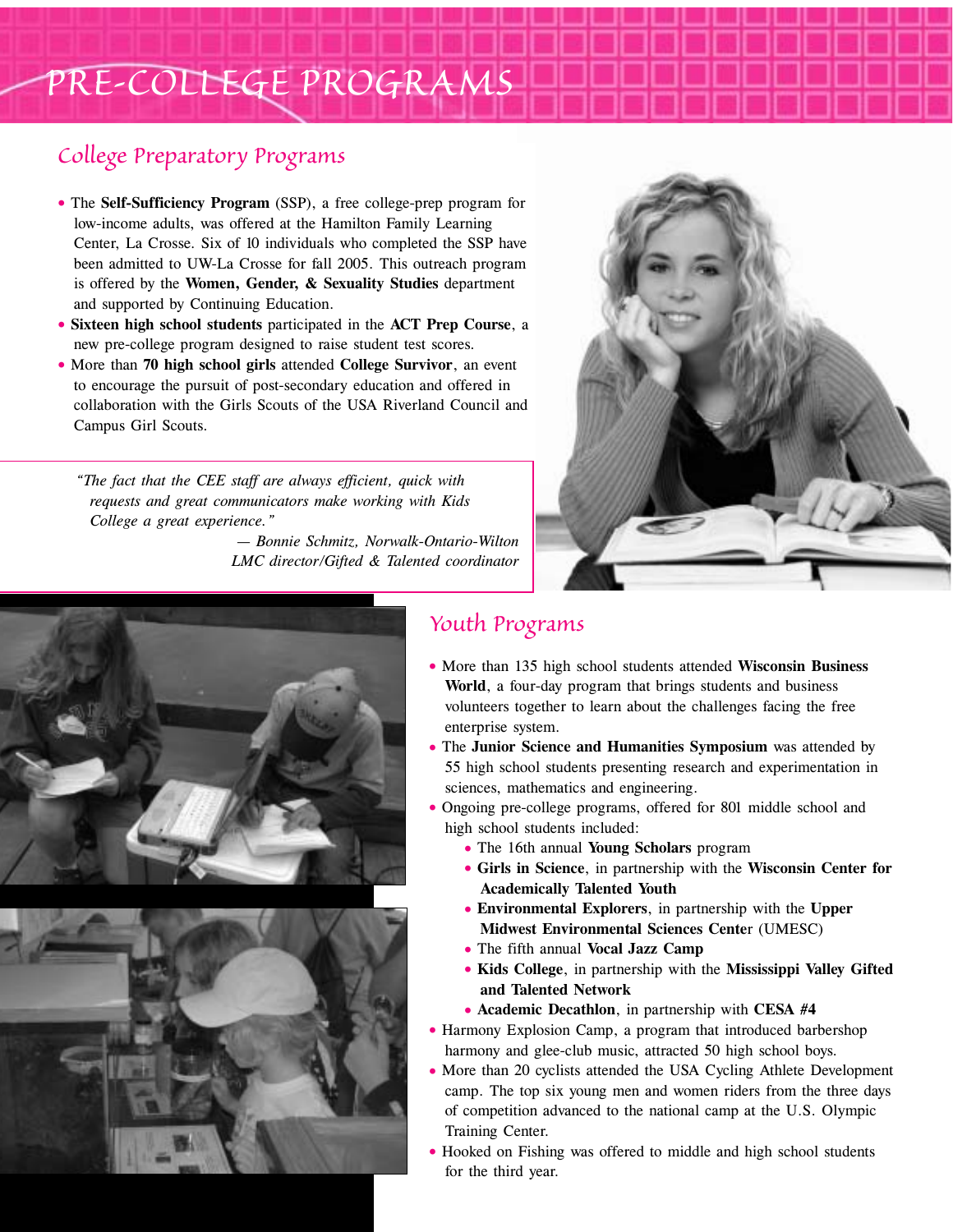# PRE-COLLEGE PROGRAMS

## College Preparatory Programs

- The **Self-Sufficiency Program** (SSP), a free college-prep program for low-income adults, was offered at the Hamilton Family Learning Center, La Crosse. Six of 10 individuals who completed the SSP have been admitted to UW-La Crosse for fall 2005. This outreach program is offered by the **Women, Gender, & Sexuality Studies** department and supported by Continuing Education.
- **Sixteen high school students** participated in the **ACT Prep Course**, a new pre-college program designed to raise student test scores.
- More than **70 high school girls** attended **College Survivor**, an event to encourage the pursuit of post-secondary education and offered in collaboration with the Girls Scouts of the USA Riverland Council and Campus Girl Scouts.

*"The fact that the CEE staff are always efficient, quick with requests and great communicators make working with Kids College a great experience."*

*— Bonnie Schmitz, Norwalk-Ontario-Wilton LMC director/Gifted & Talented coordinator*

## Youth Programs

- More than 135 high school students attended **Wisconsin Business World**, a four-day program that brings students and business volunteers together to learn about the challenges facing the free enterprise system.
- The **Junior Science and Humanities Symposium** was attended by 55 high school students presenting research and experimentation in sciences, mathematics and engineering.
- Ongoing pre-college programs, offered for 801 middle school and high school students included:
  - The 16th annual **Young Scholars** program
  - **Girls in Science**, in partnership with the **Wisconsin Center for Academically Talented Youth**
  - **Environmental Explorers**, in partnership with the **Upper Midwest Environmental Sciences Cente**r (UMESC)
  - The fifth annual **Vocal Jazz Camp**
  - **Kids College**, in partnership with the **Mississippi Valley Gifted and Talented Network**
  - **Academic Decathlon**, in partnership with **CESA #4**
- Harmony Explosion Camp, a program that introduced barbershop harmony and glee-club music, attracted 50 high school boys.
- More than 20 cyclists attended the USA Cycling Athlete Development camp. The top six young men and women riders from the three days of competition advanced to the national camp at the U.S. Olympic Training Center.
- Hooked on Fishing was offered to middle and high school students for the third year.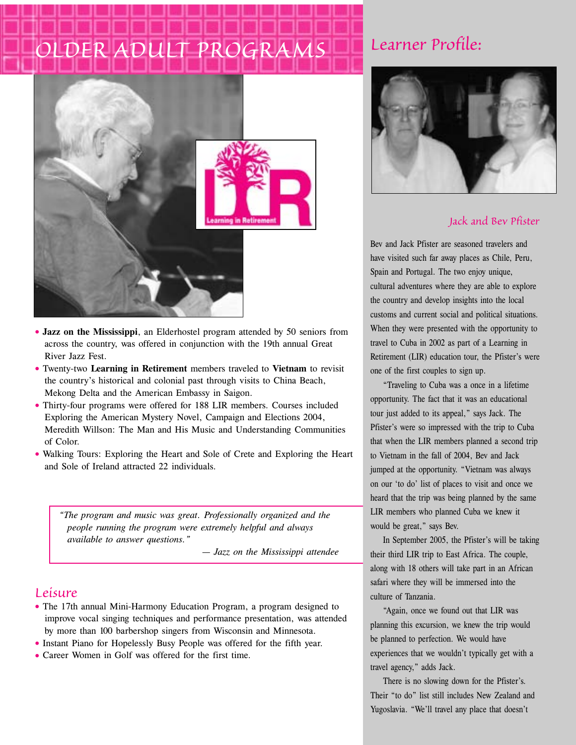# OLDER ADULT PROGRAMS

- **Jazz on the Mississippi**, an Elderhostel program attended by 50 seniors from across the country, was offered in conjunction with the 19th annual Great River Jazz Fest.
- Twenty-two **Learning in Retirement** members traveled to **Vietnam** to revisit the country's historical and colonial past through visits to China Beach, Mekong Delta and the American Embassy in Saigon.
- Thirty-four programs were offered for 188 LIR members. Courses included Exploring the American Mystery Novel, Campaign and Elections 2004, Meredith Willson: The Man and His Music and Understanding Communities of Color.
- Walking Tours: Exploring the Heart and Sole of Crete and Exploring the Heart and Sole of Ireland attracted 22 individuals.

> *"The program and music was great. Professionally organized and the people running the program were extremely helpful and always available to answer questions."*
>
> *— Jazz on the Mississippi attendee*

## Leisure

- The 17th annual Mini-Harmony Education Program, a program designed to improve vocal singing techniques and performance presentation, was attended by more than 100 barbershop singers from Wisconsin and Minnesota.
- Instant Piano for Hopelessly Busy People was offered for the fifth year.
- Career Women in Golf was offered for the first time.

## Learner Profile:

### Jack and Bev Pfister

Bev and Jack Pfister are seasoned travelers and have visited such far away places as Chile, Peru, Spain and Portugal. The two enjoy unique, cultural adventures where they are able to explore the country and develop insights into the local customs and current social and political situations. When they were presented with the opportunity to travel to Cuba in 2002 as part of a Learning in Retirement (LIR) education tour, the Pfister's were one of the first couples to sign up.

"Traveling to Cuba was a once in a lifetime opportunity. The fact that it was an educational tour just added to its appeal," says Jack. The Pfister's were so impressed with the trip to Cuba that when the LIR members planned a second trip to Vietnam in the fall of 2004, Bev and Jack jumped at the opportunity. "Vietnam was always on our 'to do' list of places to visit and once we heard that the trip was being planned by the same LIR members who planned Cuba we knew it would be great," says Bev.

In September 2005, the Pfister's will be taking their third LIR trip to East Africa. The couple, along with 18 others will take part in an African safari where they will be immersed into the culture of Tanzania.

"Again, once we found out that LIR was planning this excursion, we knew the trip would be planned to perfection. We would have experiences that we wouldn't typically get with a travel agency," adds Jack.

There is no slowing down for the Pfister's. Their "to do" list still includes New Zealand and Yugoslavia. "We'll travel any place that doesn't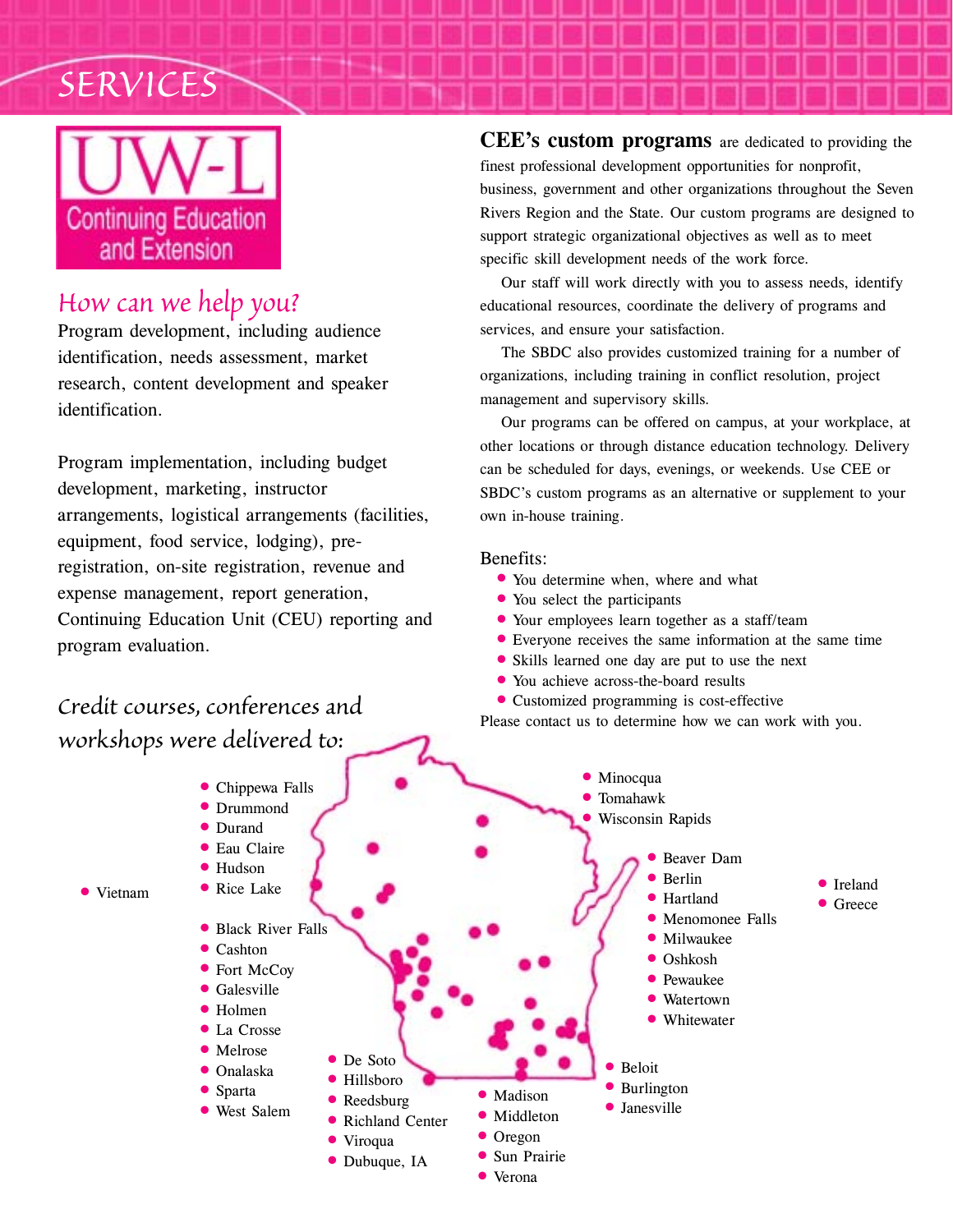# SERVICES

**UW-L Continuing Education and Extension**

## How can we help you?

Program development, including audience identification, needs assessment, market research, content development and speaker identification.

Program implementation, including budget development, marketing, instructor arrangements, logistical arrangements (facilities, equipment, food service, lodging), pre-registration, on-site registration, revenue and expense management, report generation, Continuing Education Unit (CEU) reporting and program evaluation.

## Credit courses, conferences and workshops were delivered to:

- Vietnam

- Chippewa Falls
- Drummond
- Durand
- Eau Claire
- Hudson
- Rice Lake

- Black River Falls
- Cashton
- Fort McCoy
- Galesville
- Holmen
- La Crosse
- Melrose
- Onalaska
- Sparta
- West Salem

- De Soto
- Hillsboro
- Reedsburg
- Richland Center
- Viroqua
- Dubuque, IA

- Madison
- Middleton
- Oregon
- Sun Prairie
- Verona

- Minocqua
- Tomahawk
- Wisconsin Rapids

- Beaver Dam
- Berlin
- Hartland
- Menomonee Falls
- Milwaukee
- Oshkosh
- Pewaukee
- Watertown
- Whitewater

- Beloit
- Burlington
- Janesville

- Ireland
- Greece

**CEE's custom programs** are dedicated to providing the finest professional development opportunities for nonprofit, business, government and other organizations throughout the Seven Rivers Region and the State. Our custom programs are designed to support strategic organizational objectives as well as to meet specific skill development needs of the work force.

Our staff will work directly with you to assess needs, identify educational resources, coordinate the delivery of programs and services, and ensure your satisfaction.

The SBDC also provides customized training for a number of organizations, including training in conflict resolution, project management and supervisory skills.

Our programs can be offered on campus, at your workplace, at other locations or through distance education technology. Delivery can be scheduled for days, evenings, or weekends. Use CEE or SBDC's custom programs as an alternative or supplement to your own in-house training.

Benefits:

- You determine when, where and what
- You select the participants
- Your employees learn together as a staff/team
- Everyone receives the same information at the same time
- Skills learned one day are put to use the next
- You achieve across-the-board results
- Customized programming is cost-effective

Please contact us to determine how we can work with you.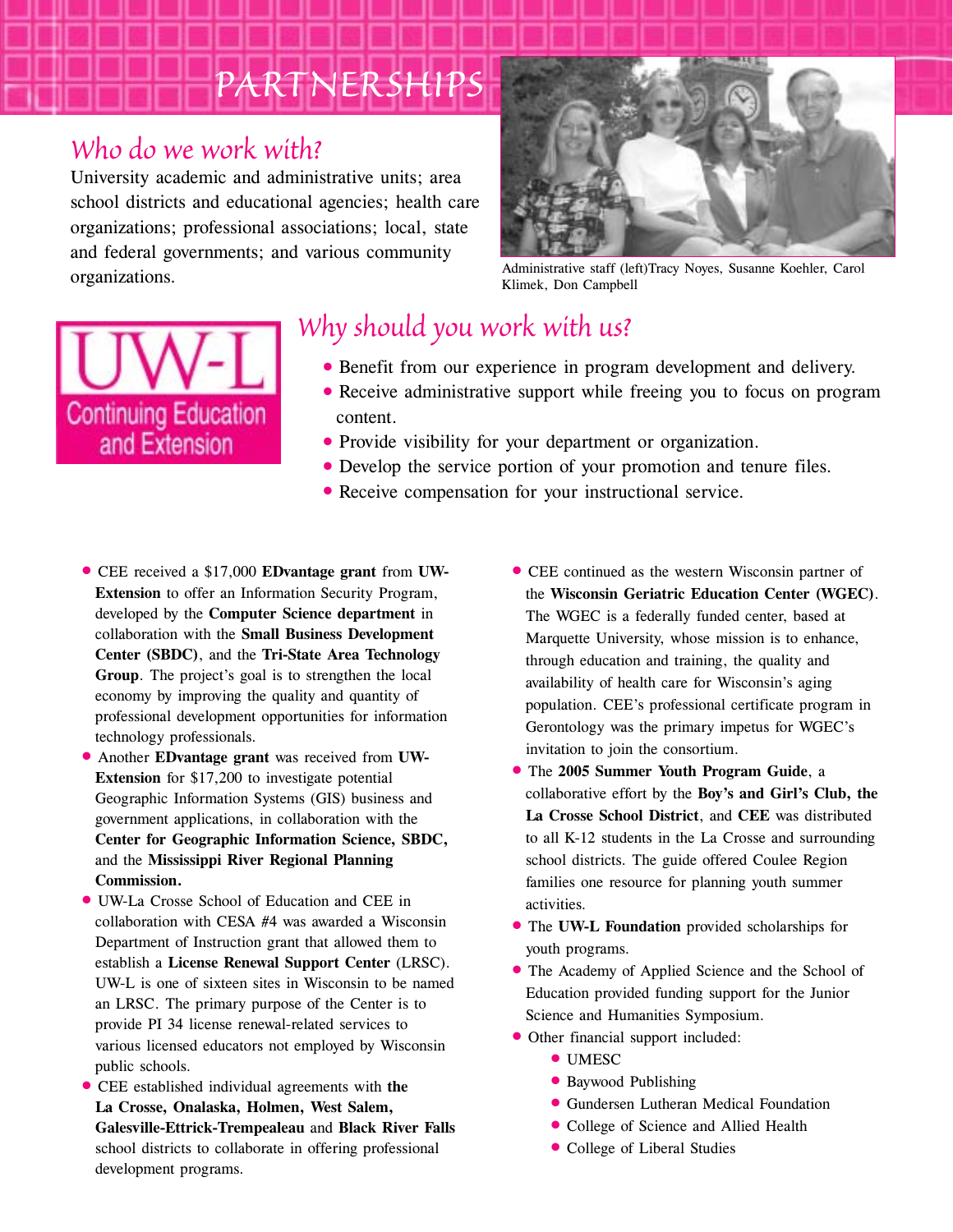# PARTNERSHIPS

## Who do we work with?

University academic and administrative units; area school districts and educational agencies; health care organizations; professional associations; local, state and federal governments; and various community organizations.

Administrative staff (left)Tracy Noyes, Susanne Koehler, Carol Klimek, Don Campbell

UW-L Continuing Education and Extension

## Why should you work with us?

- Benefit from our experience in program development and delivery.
- Receive administrative support while freeing you to focus on program content.
- Provide visibility for your department or organization.
- Develop the service portion of your promotion and tenure files.
- Receive compensation for your instructional service.

- CEE received a $17,000 **EDvantage grant** from **UW-Extension** to offer an Information Security Program, developed by the **Computer Science department** in collaboration with the **Small Business Development Center (SBDC)**, and the **Tri-State Area Technology Group**. The project's goal is to strengthen the local economy by improving the quality and quantity of professional development opportunities for information technology professionals.
- Another **EDvantage grant** was received from **UW-Extension** for $17,200 to investigate potential Geographic Information Systems (GIS) business and government applications, in collaboration with the **Center for Geographic Information Science, SBDC,** and the **Mississippi River Regional Planning Commission.**
- UW-La Crosse School of Education and CEE in collaboration with CESA #4 was awarded a Wisconsin Department of Instruction grant that allowed them to establish a **License Renewal Support Center** (LRSC). UW-L is one of sixteen sites in Wisconsin to be named an LRSC. The primary purpose of the Center is to provide PI 34 license renewal-related services to various licensed educators not employed by Wisconsin public schools.
- CEE established individual agreements with **the La Crosse, Onalaska, Holmen, West Salem, Galesville-Ettrick-Trempealeau** and **Black River Falls** school districts to collaborate in offering professional development programs.
- CEE continued as the western Wisconsin partner of the **Wisconsin Geriatric Education Center (WGEC)**. The WGEC is a federally funded center, based at Marquette University, whose mission is to enhance, through education and training, the quality and availability of health care for Wisconsin's aging population. CEE's professional certificate program in Gerontology was the primary impetus for WGEC's invitation to join the consortium.
- The **2005 Summer Youth Program Guide**, a collaborative effort by the **Boy's and Girl's Club, the La Crosse School District**, and **CEE** was distributed to all K-12 students in the La Crosse and surrounding school districts. The guide offered Coulee Region families one resource for planning youth summer activities.
- The **UW-L Foundation** provided scholarships for youth programs.
- The Academy of Applied Science and the School of Education provided funding support for the Junior Science and Humanities Symposium.
- Other financial support included:
  - UMESC
  - Baywood Publishing
  - Gundersen Lutheran Medical Foundation
  - College of Science and Allied Health
  - College of Liberal Studies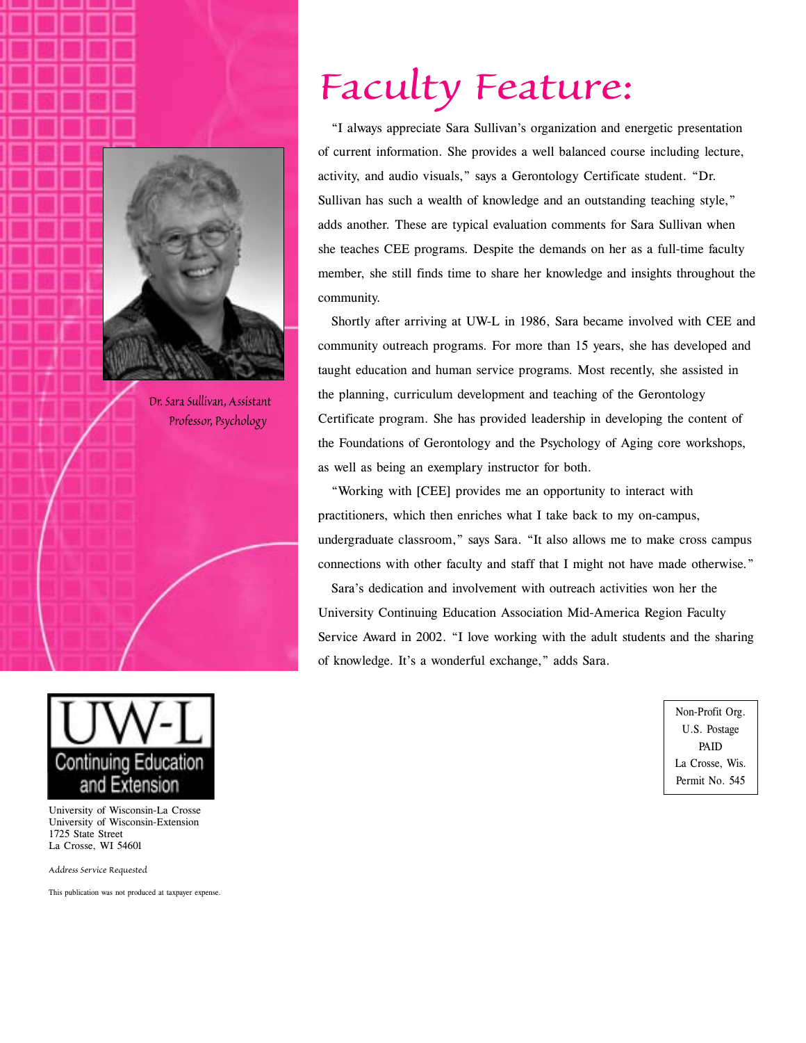# Faculty Feature:

Dr. Sara Sullivan, Assistant Professor, Psychology

"I always appreciate Sara Sullivan's organization and energetic presentation of current information. She provides a well balanced course including lecture, activity, and audio visuals," says a Gerontology Certificate student. "Dr. Sullivan has such a wealth of knowledge and an outstanding teaching style," adds another. These are typical evaluation comments for Sara Sullivan when she teaches CEE programs. Despite the demands on her as a full-time faculty member, she still finds time to share her knowledge and insights throughout the community.

Shortly after arriving at UW-L in 1986, Sara became involved with CEE and community outreach programs. For more than 15 years, she has developed and taught education and human service programs. Most recently, she assisted in the planning, curriculum development and teaching of the Gerontology Certificate program. She has provided leadership in developing the content of the Foundations of Gerontology and the Psychology of Aging core workshops, as well as being an exemplary instructor for both.

"Working with [CEE] provides me an opportunity to interact with practitioners, which then enriches what I take back to my on-campus, undergraduate classroom," says Sara. "It also allows me to make cross campus connections with other faculty and staff that I might not have made otherwise."

Sara's dedication and involvement with outreach activities won her the University Continuing Education Association Mid-America Region Faculty Service Award in 2002. "I love working with the adult students and the sharing of knowledge. It's a wonderful exchange," adds Sara.

UW-L
Continuing Education and Extension

University of Wisconsin-La Crosse
University of Wisconsin-Extension
1725 State Street
La Crosse, WI 54601

*Address Service Requested*

This publication was not produced at taxpayer expense.

Non-Profit Org.
U.S. Postage
PAID
La Crosse, Wis.
Permit No. 545